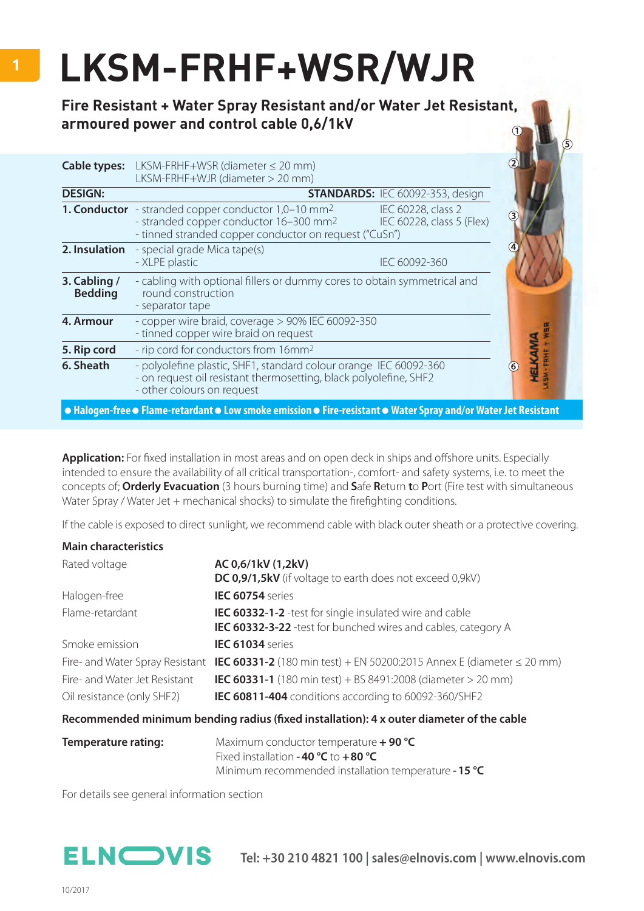# LKSM-FRHF+WSR/WJR

## Fire Resistant + Water Spray Resistant and/or Water Jet Resistant, armoured power and control cable 0,6/1kV

**Cable types:** LKSM-FRHF+WSR (diameter ≤ 20 mm)
LKSM-FRHF+WJR (diameter > 20 mm)

| DESIGN: | | STANDARDS: IEC 60092-353, design |
|---|---|---|
| **1. Conductor** | - stranded copper conductor 1,0–10 mm$^2$<br>- stranded copper conductor 16–300 mm$^2$<br>- tinned stranded copper conductor on request ("CuSn") | IEC 60228, class 2<br>IEC 60228, class 5 (Flex) |
| **2. Insulation** | - special grade Mica tape(s)<br>- XLPE plastic | IEC 60092-360 |
| **3. Cabling / Bedding** | - cabling with optional fillers or dummy cores to obtain symmetrical and round construction<br>- separator tape | |
| **4. Armour** | - copper wire braid, coverage > 90% IEC 60092-350<br>- tinned copper wire braid on request | |
| **5. Rip cord** | - rip cord for conductors from 16mm$^2$ | |
| **6. Sheath** | - polyolefine plastic, SHF1, standard colour orange IEC 60092-360<br>- on request oil resistant thermosetting, black polyolefine, SHF2<br>- other colours on request | |

● Halogen-free ● Flame-retardant ● Low smoke emission ● Fire-resistant ● Water Spray and/or Water Jet Resistant

**Application:** For fixed installation in most areas and on open deck in ships and offshore units. Especially intended to ensure the availability of all critical transportation-, comfort- and safety systems, i.e. to meet the concepts of; **Orderly Evacuation** (3 hours burning time) and **S**afe **R**eturn **t**o **P**ort (Fire test with simultaneous Water Spray / Water Jet + mechanical shocks) to simulate the firefighting conditions.

If the cable is exposed to direct sunlight, we recommend cable with black outer sheath or a protective covering.

### Main characteristics

| | |
|---|---|
| Rated voltage | **AC 0,6/1kV (1,2kV)**<br>**DC 0,9/1,5kV** (if voltage to earth does not exceed 0,9kV) |
| Halogen-free | **IEC 60754** series |
| Flame-retardant | **IEC 60332-1-2** -test for single insulated wire and cable<br>**IEC 60332-3-22** -test for bunched wires and cables, category A |
| Smoke emission | **IEC 61034** series |
| Fire- and Water Spray Resistant | **IEC 60331-2** (180 min test) + EN 50200:2015 Annex E (diameter ≤ 20 mm) |
| Fire- and Water Jet Resistant | **IEC 60331-1** (180 min test) + BS 8491:2008 (diameter > 20 mm) |
| Oil resistance (only SHF2) | **IEC 60811-404** conditions according to 60092-360/SHF2 |

**Recommended minimum bending radius (fixed installation): 4 x outer diameter of the cable**

**Temperature rating:** Maximum conductor temperature **+ 90 °C**
Fixed installation **- 40 °C** to **+ 80 °C**
Minimum recommended installation temperature **- 15 °C**

For details see general information section

ELNOVIS Tel: +30 210 4821 100 | sales@elnovis.com | www.elnovis.com

10/2017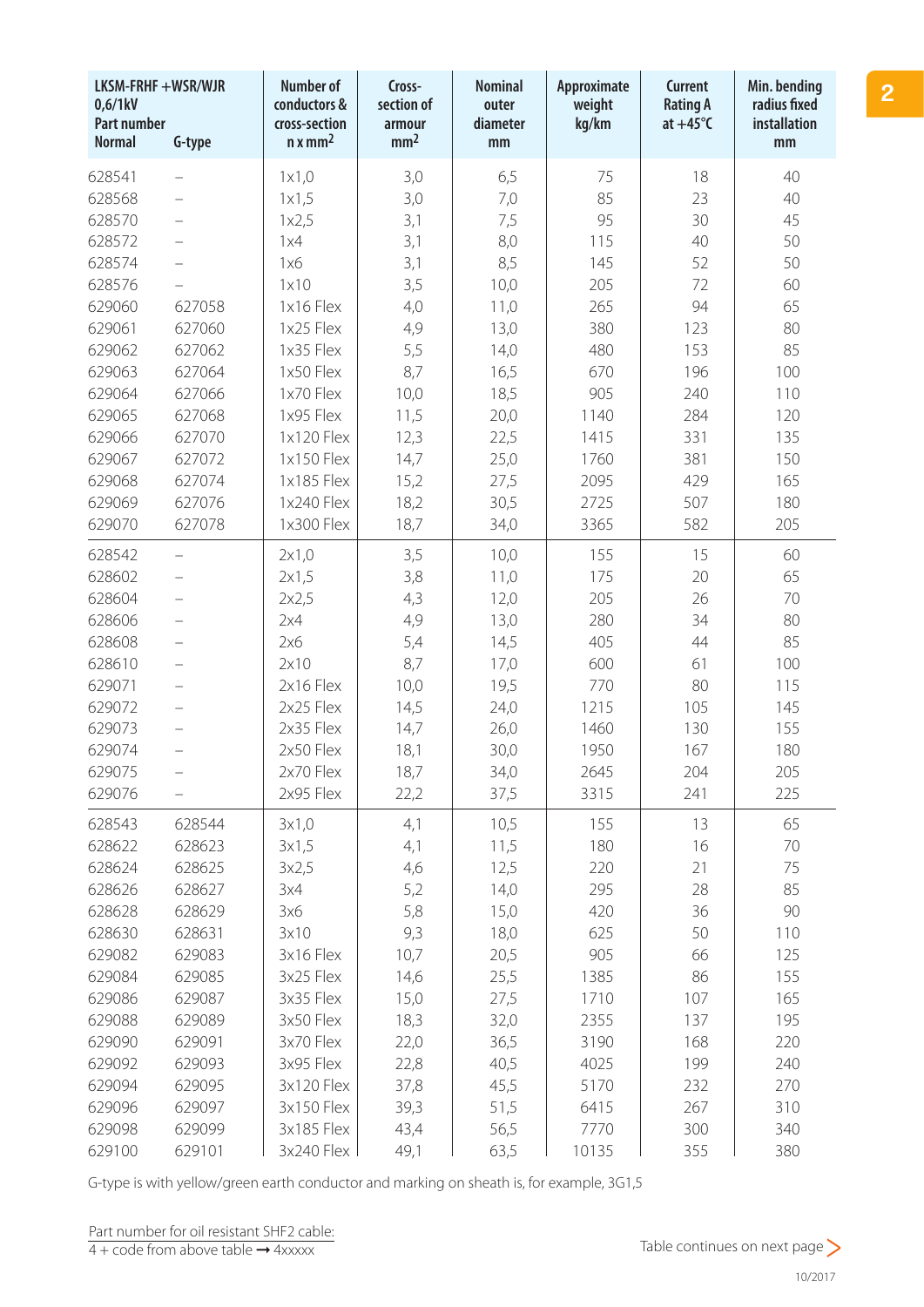| LKSM-FRHF +WSR/WJR 0,6/1kV Part number Normal | G-type | Number of conductors & cross-section n x mm² | Cross-section of armour mm² | Nominal outer diameter mm | Approximate weight kg/km | Current Rating A at +45°C | Min. bending radius fixed installation mm |
|---|---|---|---|---|---|---|---|
| 628541 | – | 1x1,0 | 3,0 | 6,5 | 75 | 18 | 40 |
| 628568 | – | 1x1,5 | 3,0 | 7,0 | 85 | 23 | 40 |
| 628570 | – | 1x2,5 | 3,1 | 7,5 | 95 | 30 | 45 |
| 628572 | – | 1x4 | 3,1 | 8,0 | 115 | 40 | 50 |
| 628574 | – | 1x6 | 3,1 | 8,5 | 145 | 52 | 50 |
| 628576 | – | 1x10 | 3,5 | 10,0 | 205 | 72 | 60 |
| 629060 | 627058 | 1x16 Flex | 4,0 | 11,0 | 265 | 94 | 65 |
| 629061 | 627060 | 1x25 Flex | 4,9 | 13,0 | 380 | 123 | 80 |
| 629062 | 627062 | 1x35 Flex | 5,5 | 14,0 | 480 | 153 | 85 |
| 629063 | 627064 | 1x50 Flex | 8,7 | 16,5 | 670 | 196 | 100 |
| 629064 | 627066 | 1x70 Flex | 10,0 | 18,5 | 905 | 240 | 110 |
| 629065 | 627068 | 1x95 Flex | 11,5 | 20,0 | 1140 | 284 | 120 |
| 629066 | 627070 | 1x120 Flex | 12,3 | 22,5 | 1415 | 331 | 135 |
| 629067 | 627072 | 1x150 Flex | 14,7 | 25,0 | 1760 | 381 | 150 |
| 629068 | 627074 | 1x185 Flex | 15,2 | 27,5 | 2095 | 429 | 165 |
| 629069 | 627076 | 1x240 Flex | 18,2 | 30,5 | 2725 | 507 | 180 |
| 629070 | 627078 | 1x300 Flex | 18,7 | 34,0 | 3365 | 582 | 205 |
| 628542 | – | 2x1,0 | 3,5 | 10,0 | 155 | 15 | 60 |
| 628602 | – | 2x1,5 | 3,8 | 11,0 | 175 | 20 | 65 |
| 628604 | – | 2x2,5 | 4,3 | 12,0 | 205 | 26 | 70 |
| 628606 | – | 2x4 | 4,9 | 13,0 | 280 | 34 | 80 |
| 628608 | – | 2x6 | 5,4 | 14,5 | 405 | 44 | 85 |
| 628610 | – | 2x10 | 8,7 | 17,0 | 600 | 61 | 100 |
| 629071 | – | 2x16 Flex | 10,0 | 19,5 | 770 | 80 | 115 |
| 629072 | – | 2x25 Flex | 14,5 | 24,0 | 1215 | 105 | 145 |
| 629073 | – | 2x35 Flex | 14,7 | 26,0 | 1460 | 130 | 155 |
| 629074 | – | 2x50 Flex | 18,1 | 30,0 | 1950 | 167 | 180 |
| 629075 | – | 2x70 Flex | 18,7 | 34,0 | 2645 | 204 | 205 |
| 629076 | – | 2x95 Flex | 22,2 | 37,5 | 3315 | 241 | 225 |
| 628543 | 628544 | 3x1,0 | 4,1 | 10,5 | 155 | 13 | 65 |
| 628622 | 628623 | 3x1,5 | 4,1 | 11,5 | 180 | 16 | 70 |
| 628624 | 628625 | 3x2,5 | 4,6 | 12,5 | 220 | 21 | 75 |
| 628626 | 628627 | 3x4 | 5,2 | 14,0 | 295 | 28 | 85 |
| 628628 | 628629 | 3x6 | 5,8 | 15,0 | 420 | 36 | 90 |
| 628630 | 628631 | 3x10 | 9,3 | 18,0 | 625 | 50 | 110 |
| 629082 | 629083 | 3x16 Flex | 10,7 | 20,5 | 905 | 66 | 125 |
| 629084 | 629085 | 3x25 Flex | 14,6 | 25,5 | 1385 | 86 | 155 |
| 629086 | 629087 | 3x35 Flex | 15,0 | 27,5 | 1710 | 107 | 165 |
| 629088 | 629089 | 3x50 Flex | 18,3 | 32,0 | 2355 | 137 | 195 |
| 629090 | 629091 | 3x70 Flex | 22,0 | 36,5 | 3190 | 168 | 220 |
| 629092 | 629093 | 3x95 Flex | 22,8 | 40,5 | 4025 | 199 | 240 |
| 629094 | 629095 | 3x120 Flex | 37,8 | 45,5 | 5170 | 232 | 270 |
| 629096 | 629097 | 3x150 Flex | 39,3 | 51,5 | 6415 | 267 | 310 |
| 629098 | 629099 | 3x185 Flex | 43,4 | 56,5 | 7770 | 300 | 340 |
| 629100 | 629101 | 3x240 Flex | 49,1 | 63,5 | 10135 | 355 | 380 |

G-type is with yellow/green earth conductor and marking on sheath is, for example, 3G1,5

Part number for oil resistant SHF2 cable:
4 + code from above table → 4xxxxx

Table continues on next page >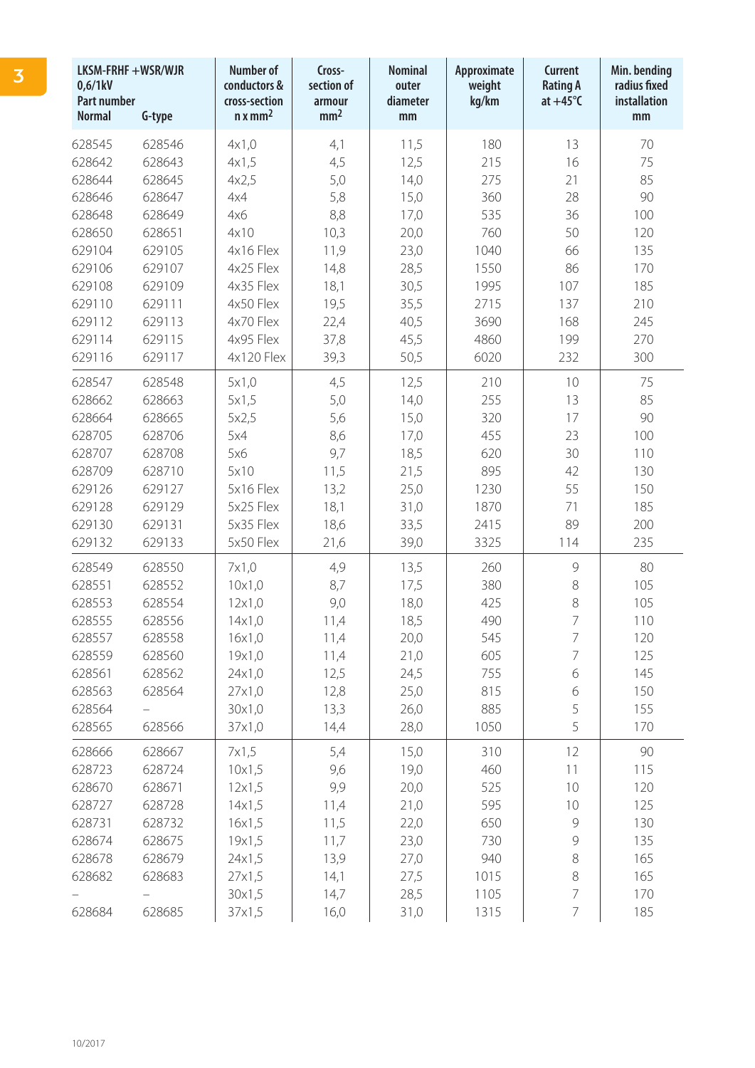| LKSM-FRHF +WSR/WJR 0,6/1kV Part number Normal | G-type | Number of conductors & cross-section n x mm² | Cross-section of armour mm² | Nominal outer diameter mm | Approximate weight kg/km | Current Rating A at +45°C | Min. bending radius fixed installation mm |
|---|---|---|---|---|---|---|---|
| 628545 | 628546 | 4x1,0 | 4,1 | 11,5 | 180 | 13 | 70 |
| 628642 | 628643 | 4x1,5 | 4,5 | 12,5 | 215 | 16 | 75 |
| 628644 | 628645 | 4x2,5 | 5,0 | 14,0 | 275 | 21 | 85 |
| 628646 | 628647 | 4x4 | 5,8 | 15,0 | 360 | 28 | 90 |
| 628648 | 628649 | 4x6 | 8,8 | 17,0 | 535 | 36 | 100 |
| 628650 | 628651 | 4x10 | 10,3 | 20,0 | 760 | 50 | 120 |
| 629104 | 629105 | 4x16 Flex | 11,9 | 23,0 | 1040 | 66 | 135 |
| 629106 | 629107 | 4x25 Flex | 14,8 | 28,5 | 1550 | 86 | 170 |
| 629108 | 629109 | 4x35 Flex | 18,1 | 30,5 | 1995 | 107 | 185 |
| 629110 | 629111 | 4x50 Flex | 19,5 | 35,5 | 2715 | 137 | 210 |
| 629112 | 629113 | 4x70 Flex | 22,4 | 40,5 | 3690 | 168 | 245 |
| 629114 | 629115 | 4x95 Flex | 37,8 | 45,5 | 4860 | 199 | 270 |
| 629116 | 629117 | 4x120 Flex | 39,3 | 50,5 | 6020 | 232 | 300 |
| 628547 | 628548 | 5x1,0 | 4,5 | 12,5 | 210 | 10 | 75 |
| 628662 | 628663 | 5x1,5 | 5,0 | 14,0 | 255 | 13 | 85 |
| 628664 | 628665 | 5x2,5 | 5,6 | 15,0 | 320 | 17 | 90 |
| 628705 | 628706 | 5x4 | 8,6 | 17,0 | 455 | 23 | 100 |
| 628707 | 628708 | 5x6 | 9,7 | 18,5 | 620 | 30 | 110 |
| 628709 | 628710 | 5x10 | 11,5 | 21,5 | 895 | 42 | 130 |
| 629126 | 629127 | 5x16 Flex | 13,2 | 25,0 | 1230 | 55 | 150 |
| 629128 | 629129 | 5x25 Flex | 18,1 | 31,0 | 1870 | 71 | 185 |
| 629130 | 629131 | 5x35 Flex | 18,6 | 33,5 | 2415 | 89 | 200 |
| 629132 | 629133 | 5x50 Flex | 21,6 | 39,0 | 3325 | 114 | 235 |
| 628549 | 628550 | 7x1,0 | 4,9 | 13,5 | 260 | 9 | 80 |
| 628551 | 628552 | 10x1,0 | 8,7 | 17,5 | 380 | 8 | 105 |
| 628553 | 628554 | 12x1,0 | 9,0 | 18,0 | 425 | 8 | 105 |
| 628555 | 628556 | 14x1,0 | 11,4 | 18,5 | 490 | 7 | 110 |
| 628557 | 628558 | 16x1,0 | 11,4 | 20,0 | 545 | 7 | 120 |
| 628559 | 628560 | 19x1,0 | 11,4 | 21,0 | 605 | 7 | 125 |
| 628561 | 628562 | 24x1,0 | 12,5 | 24,5 | 755 | 6 | 145 |
| 628563 | 628564 | 27x1,0 | 12,8 | 25,0 | 815 | 6 | 150 |
| 628564 | – | 30x1,0 | 13,3 | 26,0 | 885 | 5 | 155 |
| 628565 | 628566 | 37x1,0 | 14,4 | 28,0 | 1050 | 5 | 170 |
| 628666 | 628667 | 7x1,5 | 5,4 | 15,0 | 310 | 12 | 90 |
| 628723 | 628724 | 10x1,5 | 9,6 | 19,0 | 460 | 11 | 115 |
| 628670 | 628671 | 12x1,5 | 9,9 | 20,0 | 525 | 10 | 120 |
| 628727 | 628728 | 14x1,5 | 11,4 | 21,0 | 595 | 10 | 125 |
| 628731 | 628732 | 16x1,5 | 11,5 | 22,0 | 650 | 9 | 130 |
| 628674 | 628675 | 19x1,5 | 11,7 | 23,0 | 730 | 9 | 135 |
| 628678 | 628679 | 24x1,5 | 13,9 | 27,0 | 940 | 8 | 165 |
| 628682 | 628683 | 27x1,5 | 14,1 | 27,5 | 1015 | 8 | 165 |
| – | – | 30x1,5 | 14,7 | 28,5 | 1105 | 7 | 170 |
| 628684 | 628685 | 37x1,5 | 16,0 | 31,0 | 1315 | 7 | 185 |

10/2017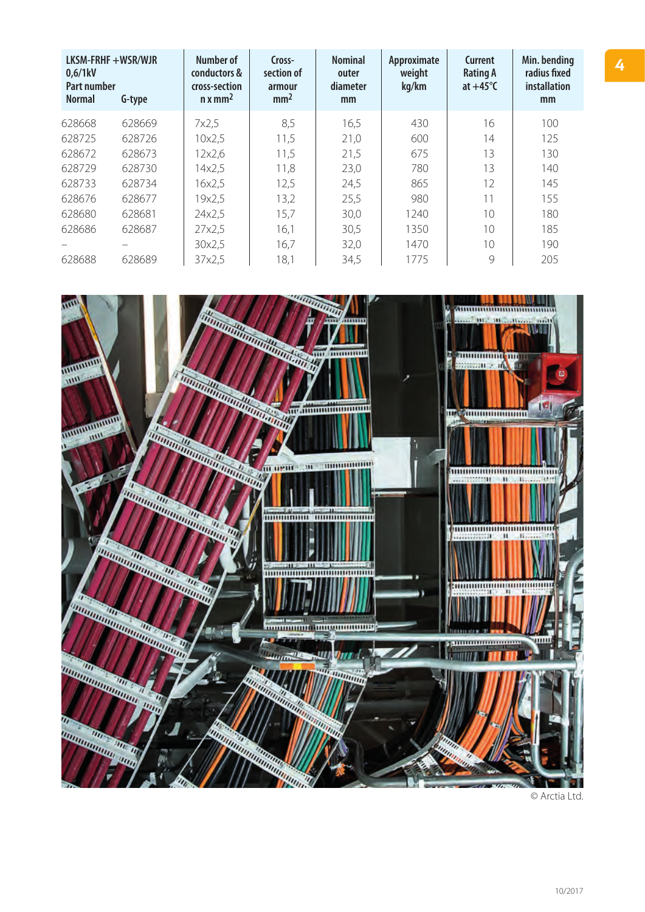| LKSM-FRHF +WSR/WJR 0,6/1kV Part number Normal | G-type | Number of conductors & cross-section n x mm$^2$ | Cross-section of armour mm$^2$ | Nominal outer diameter mm | Approximate weight kg/km | Current Rating A at +45°C | Min. bending radius fixed installation mm |
|---|---|---|---|---|---|---|---|
| 628668 | 628669 | 7x2,5 | 8,5 | 16,5 | 430 | 16 | 100 |
| 628725 | 628726 | 10x2,5 | 11,5 | 21,0 | 600 | 14 | 125 |
| 628672 | 628673 | 12x2,6 | 11,5 | 21,5 | 675 | 13 | 130 |
| 628729 | 628730 | 14x2,5 | 11,8 | 23,0 | 780 | 13 | 140 |
| 628733 | 628734 | 16x2,5 | 12,5 | 24,5 | 865 | 12 | 145 |
| 628676 | 628677 | 19x2,5 | 13,2 | 25,5 | 980 | 11 | 155 |
| 628680 | 628681 | 24x2,5 | 15,7 | 30,0 | 1240 | 10 | 180 |
| 628686 | 628687 | 27x2,5 | 16,1 | 30,5 | 1350 | 10 | 185 |
| – | – | 30x2,5 | 16,7 | 32,0 | 1470 | 10 | 190 |
| 628688 | 628689 | 37x2,5 | 18,1 | 34,5 | 1775 | 9 | 205 |

© Arctia Ltd.

10/2017